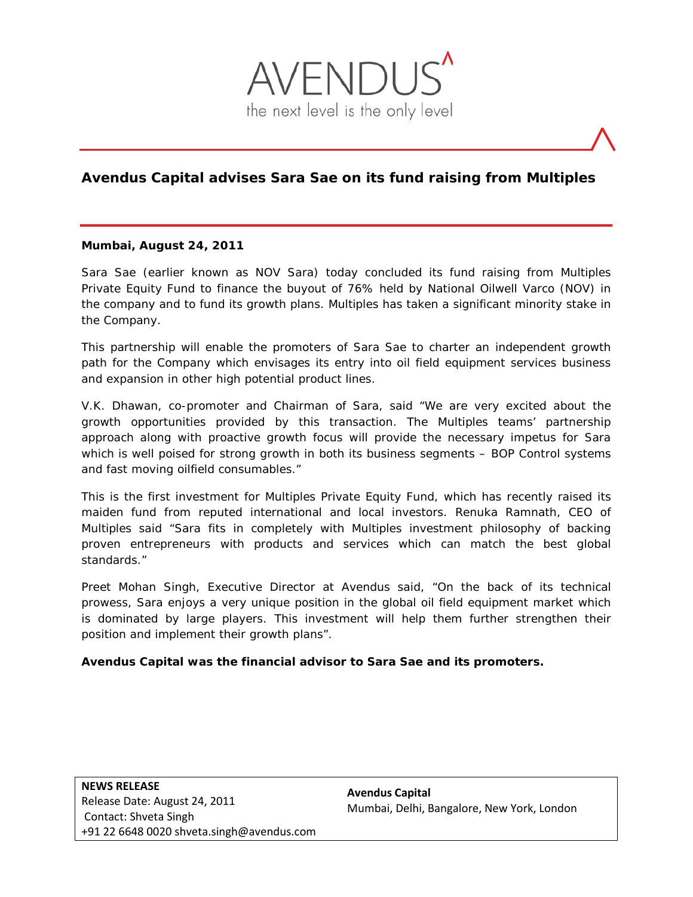AVENDUS

the next level is the only level

# Avendus Capital advises Sara Sae on its fund raising from Multiples

**Mumbai, August 24, 2011**

Sara Sae (earlier known as NOV Sara) today concluded its fund raising from Multiples Private Equity Fund to finance the buyout of 76% held by National Oilwell Varco (NOV) in the company and to fund its growth plans. Multiples has taken a significant minority stake in the Company.

This partnership will enable the promoters of Sara Sae to charter an independent growth path for the Company which envisages its entry into oil field equipment services business and expansion in other high potential product lines.

V.K. Dhawan, co-promoter and Chairman of Sara, said "We are very excited about the growth opportunities provided by this transaction. The Multiples teams' partnership approach along with proactive growth focus will provide the necessary impetus for Sara which is well poised for strong growth in both its business segments – BOP Control systems and fast moving oilfield consumables."

This is the first investment for Multiples Private Equity Fund, which has recently raised its maiden fund from reputed international and local investors. Renuka Ramnath, CEO of Multiples said "Sara fits in completely with Multiples investment philosophy of backing proven entrepreneurs with products and services which can match the best global standards."

Preet Mohan Singh, Executive Director at Avendus said, "On the back of its technical prowess, Sara enjoys a very unique position in the global oil field equipment market which is dominated by large players. This investment will help them further strengthen their position and implement their growth plans".

**Avendus Capital was the financial advisor to Sara Sae and its promoters.**

**NEWS RELEASE**
Release Date: August 24, 2011
Contact: Shveta Singh
+91 22 6648 0020 shveta.singh@avendus.com

**Avendus Capital**
Mumbai, Delhi, Bangalore, New York, London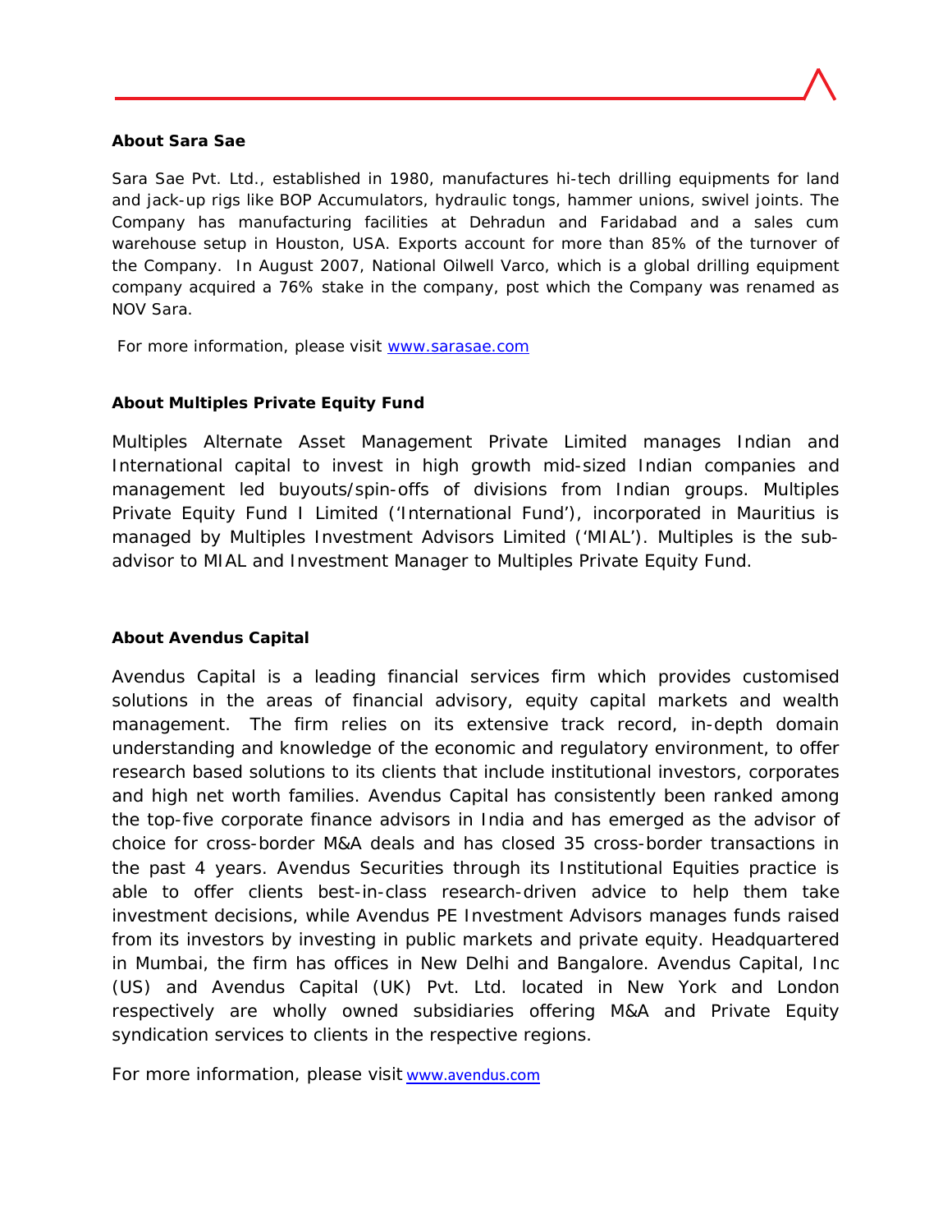**About Sara Sae**

Sara Sae Pvt. Ltd., established in 1980, manufactures hi-tech drilling equipments for land and jack-up rigs like BOP Accumulators, hydraulic tongs, hammer unions, swivel joints. The Company has manufacturing facilities at Dehradun and Faridabad and a sales cum warehouse setup in Houston, USA. Exports account for more than 85% of the turnover of the Company. In August 2007, National Oilwell Varco, which is a global drilling equipment company acquired a 76% stake in the company, post which the Company was renamed as NOV Sara.

For more information, please visit www.sarasae.com

**About Multiples Private Equity Fund**

Multiples Alternate Asset Management Private Limited manages Indian and International capital to invest in high growth mid-sized Indian companies and management led buyouts/spin-offs of divisions from Indian groups. Multiples Private Equity Fund I Limited ('International Fund'), incorporated in Mauritius is managed by Multiples Investment Advisors Limited ('MIAL'). Multiples is the sub-advisor to MIAL and Investment Manager to Multiples Private Equity Fund.

**About Avendus Capital**

Avendus Capital is a leading financial services firm which provides customised solutions in the areas of financial advisory, equity capital markets and wealth management. The firm relies on its extensive track record, in-depth domain understanding and knowledge of the economic and regulatory environment, to offer research based solutions to its clients that include institutional investors, corporates and high net worth families. Avendus Capital has consistently been ranked among the top-five corporate finance advisors in India and has emerged as the advisor of choice for cross-border M&A deals and has closed 35 cross-border transactions in the past 4 years. Avendus Securities through its Institutional Equities practice is able to offer clients best-in-class research-driven advice to help them take investment decisions, while Avendus PE Investment Advisors manages funds raised from its investors by investing in public markets and private equity. Headquartered in Mumbai, the firm has offices in New Delhi and Bangalore. Avendus Capital, Inc (US) and Avendus Capital (UK) Pvt. Ltd. located in New York and London respectively are wholly owned subsidiaries offering M&A and Private Equity syndication services to clients in the respective regions.

For more information, please visit www.avendus.com